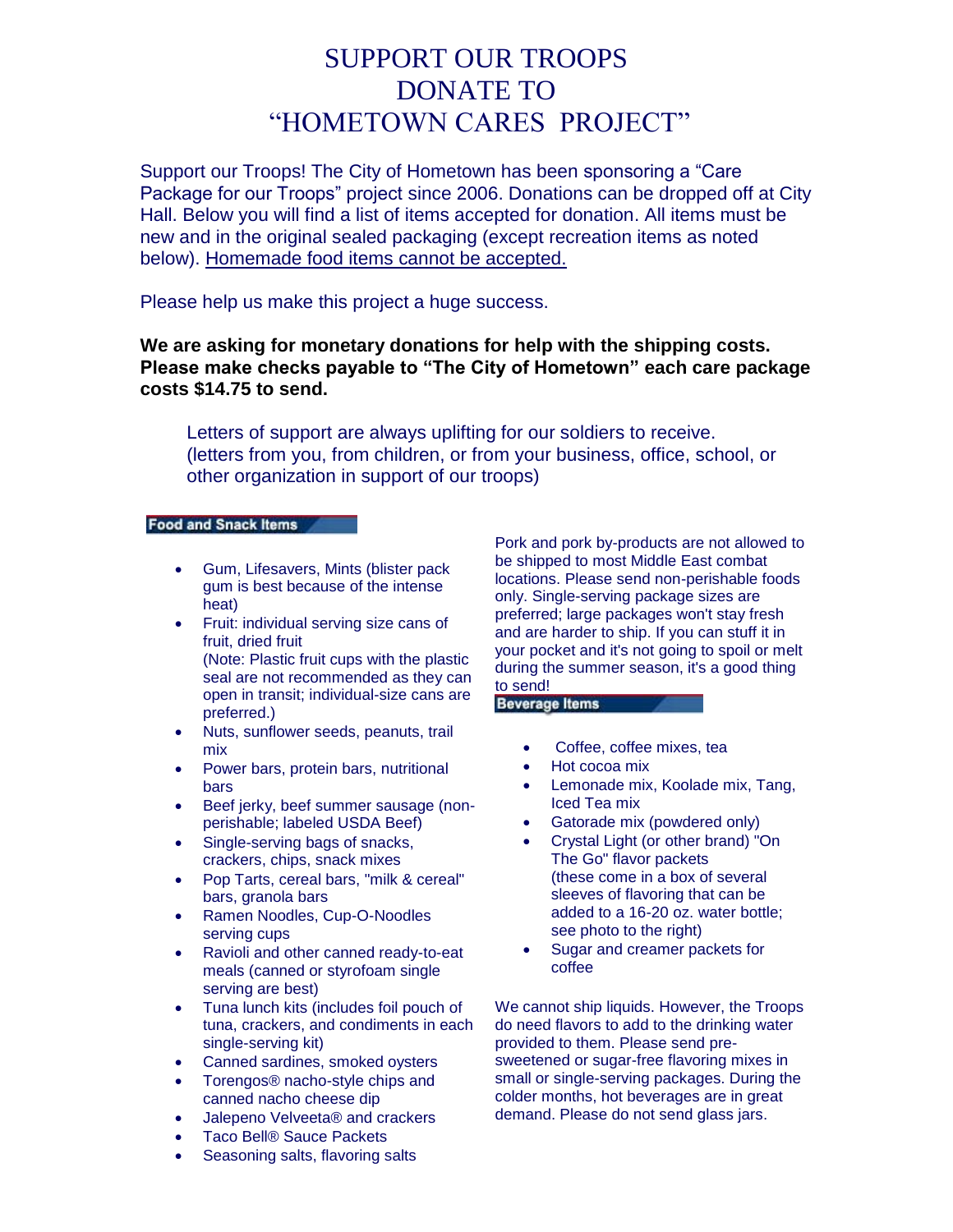# SUPPORT OUR TROOPS
# DONATE TO
# "HOMETOWN CARES PROJECT"

Support our Troops! The City of Hometown has been sponsoring a "Care Package for our Troops" project since 2006. Donations can be dropped off at City Hall. Below you will find a list of items accepted for donation. All items must be new and in the original sealed packaging (except recreation items as noted below). <u>Homemade food items cannot be accepted.</u>

Please help us make this project a huge success.

**We are asking for monetary donations for help with the shipping costs. Please make checks payable to "The City of Hometown" each care package costs $14.75 to send.**

Letters of support are always uplifting for our soldiers to receive. (letters from you, from children, or from your business, office, school, or other organization in support of our troops)

## Food and Snack Items

- Gum, Lifesavers, Mints (blister pack gum is best because of the intense heat)
- Fruit: individual serving size cans of fruit, dried fruit
  (Note: Plastic fruit cups with the plastic seal are not recommended as they can open in transit; individual-size cans are preferred.)
- Nuts, sunflower seeds, peanuts, trail mix
- Power bars, protein bars, nutritional bars
- Beef jerky, beef summer sausage (non-perishable; labeled USDA Beef)
- Single-serving bags of snacks, crackers, chips, snack mixes
- Pop Tarts, cereal bars, "milk & cereal" bars, granola bars
- Ramen Noodles, Cup-O-Noodles serving cups
- Ravioli and other canned ready-to-eat meals (canned or styrofoam single serving are best)
- Tuna lunch kits (includes foil pouch of tuna, crackers, and condiments in each single-serving kit)
- Canned sardines, smoked oysters
- Torengos® nacho-style chips and canned nacho cheese dip
- Jalepeno Velveeta® and crackers
- Taco Bell® Sauce Packets
- Seasoning salts, flavoring salts

Pork and pork by-products are not allowed to be shipped to most Middle East combat locations. Please send non-perishable foods only. Single-serving package sizes are preferred; large packages won't stay fresh and are harder to ship. If you can stuff it in your pocket and it's not going to spoil or melt during the summer season, it's a good thing to send!

## Beverage Items

- Coffee, coffee mixes, tea
- Hot cocoa mix
- Lemonade mix, Koolade mix, Tang, Iced Tea mix
- Gatorade mix (powdered only)
- Crystal Light (or other brand) "On The Go" flavor packets
  (these come in a box of several sleeves of flavoring that can be added to a 16-20 oz. water bottle; see photo to the right)
- Sugar and creamer packets for coffee

We cannot ship liquids. However, the Troops do need flavors to add to the drinking water provided to them. Please send pre-sweetened or sugar-free flavoring mixes in small or single-serving packages. During the colder months, hot beverages are in great demand. Please do not send glass jars.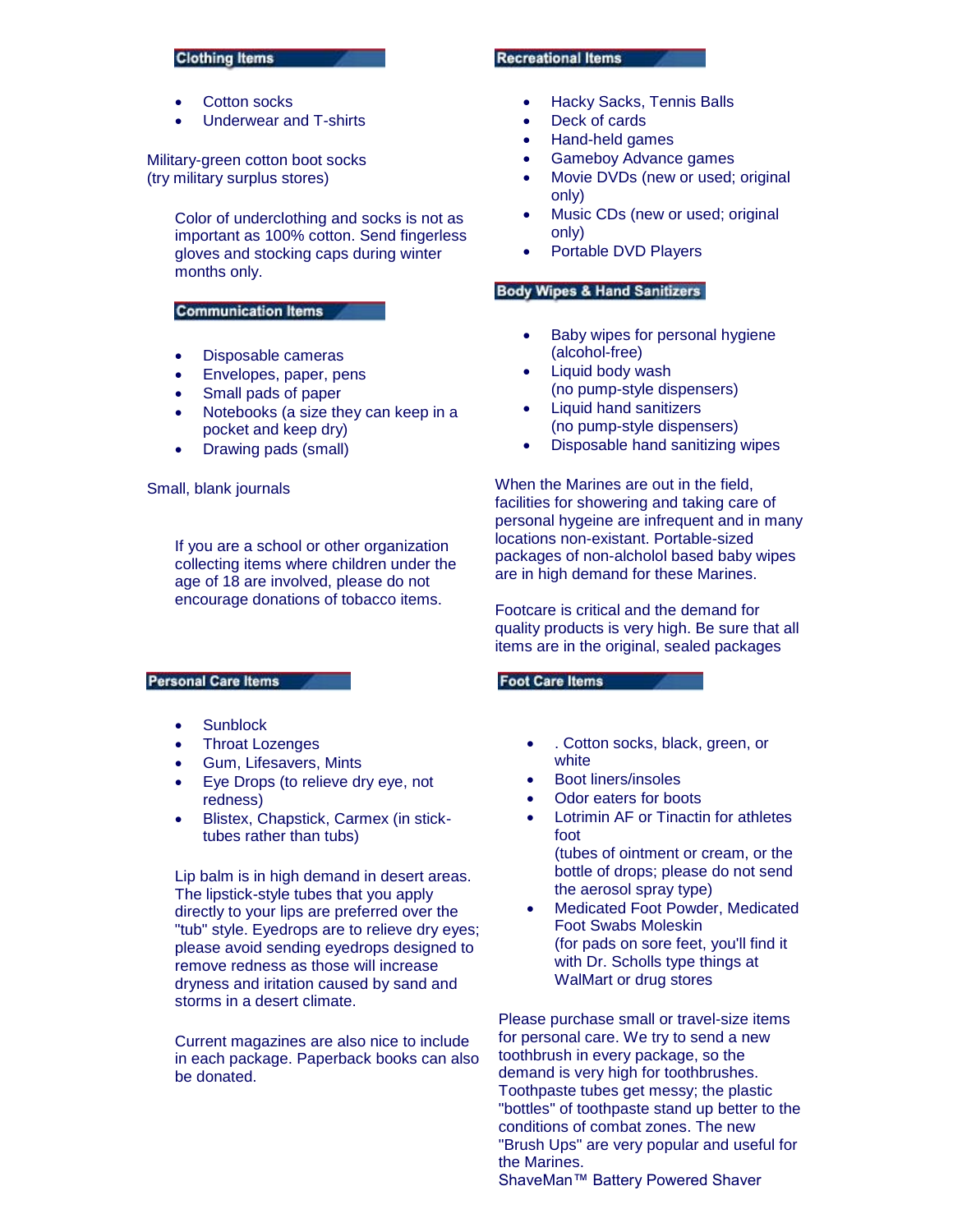## Clothing Items

- Cotton socks
- Underwear and T-shirts

Military-green cotton boot socks
(try military surplus stores)

Color of underclothing and socks is not as important as 100% cotton. Send fingerless gloves and stocking caps during winter months only.

## Communication Items

- Disposable cameras
- Envelopes, paper, pens
- Small pads of paper
- Notebooks (a size they can keep in a pocket and keep dry)
- Drawing pads (small)

Small, blank journals

If you are a school or other organization collecting items where children under the age of 18 are involved, please do not encourage donations of tobacco items.

## Personal Care Items

- Sunblock
- Throat Lozenges
- Gum, Lifesavers, Mints
- Eye Drops (to relieve dry eye, not redness)
- Blistex, Chapstick, Carmex (in stick-tubes rather than tubs)

Lip balm is in high demand in desert areas. The lipstick-style tubes that you apply directly to your lips are preferred over the "tub" style. Eyedrops are to relieve dry eyes; please avoid sending eyedrops designed to remove redness as those will increase dryness and iritation caused by sand and storms in a desert climate.

Current magazines are also nice to include in each package. Paperback books can also be donated.

## Recreational Items

- Hacky Sacks, Tennis Balls
- Deck of cards
- Hand-held games
- Gameboy Advance games
- Movie DVDs (new or used; original only)
- Music CDs (new or used; original only)
- Portable DVD Players

## Body Wipes & Hand Sanitizers

- Baby wipes for personal hygiene (alcohol-free)
- Liquid body wash (no pump-style dispensers)
- Liquid hand sanitizers (no pump-style dispensers)
- Disposable hand sanitizing wipes

When the Marines are out in the field, facilities for showering and taking care of personal hygiene are infrequent and in many locations non-existant. Portable-sized packages of non-alcholol based baby wipes are in high demand for these Marines.

Footcare is critical and the demand for quality products is very high. Be sure that all items are in the original, sealed packages

## Foot Care Items

- . Cotton socks, black, green, or white
- Boot liners/insoles
- Odor eaters for boots
- Lotrimin AF or Tinactin for athletes foot
  (tubes of ointment or cream, or the bottle of drops; please do not send the aerosol spray type)
- Medicated Foot Powder, Medicated Foot Swabs Moleskin
  (for pads on sore feet, you'll find it with Dr. Scholls type things at WalMart or drug stores

Please purchase small or travel-size items for personal care. We try to send a new toothbrush in every package, so the demand is very high for toothbrushes. Toothpaste tubes get messy; the plastic "bottles" of toothpaste stand up better to the conditions of combat zones. The new "Brush Ups" are very popular and useful for the Marines.
ShaveMan™ Battery Powered Shaver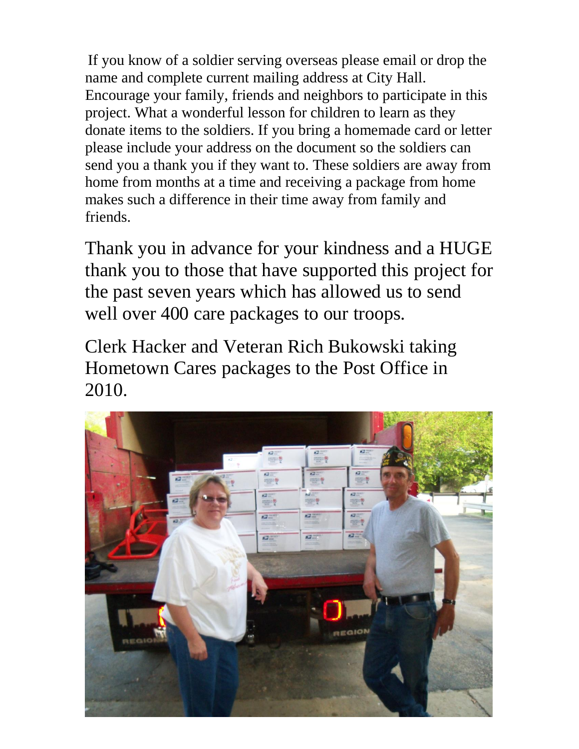If you know of a soldier serving overseas please email or drop the name and complete current mailing address at City Hall. Encourage your family, friends and neighbors to participate in this project. What a wonderful lesson for children to learn as they donate items to the soldiers. If you bring a homemade card or letter please include your address on the document so the soldiers can send you a thank you if they want to. These soldiers are away from home from months at a time and receiving a package from home makes such a difference in their time away from family and friends.

Thank you in advance for your kindness and a HUGE thank you to those that have supported this project for the past seven years which has allowed us to send well over 400 care packages to our troops.

Clerk Hacker and Veteran Rich Bukowski taking Hometown Cares packages to the Post Office in 2010.